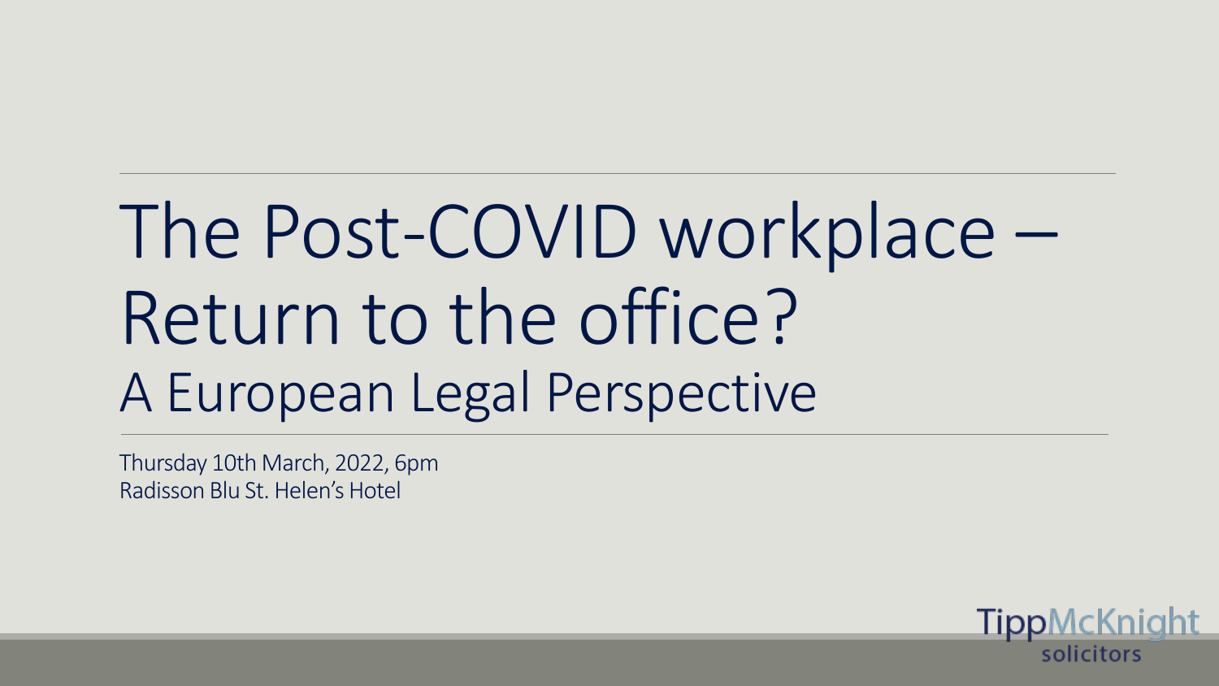# The Post-COVID workplace – Return to the office?

## A European Legal Perspective

Thursday 10th March, 2022, 6pm
Radisson Blu St. Helen's Hotel

TippMcKnight
solicitors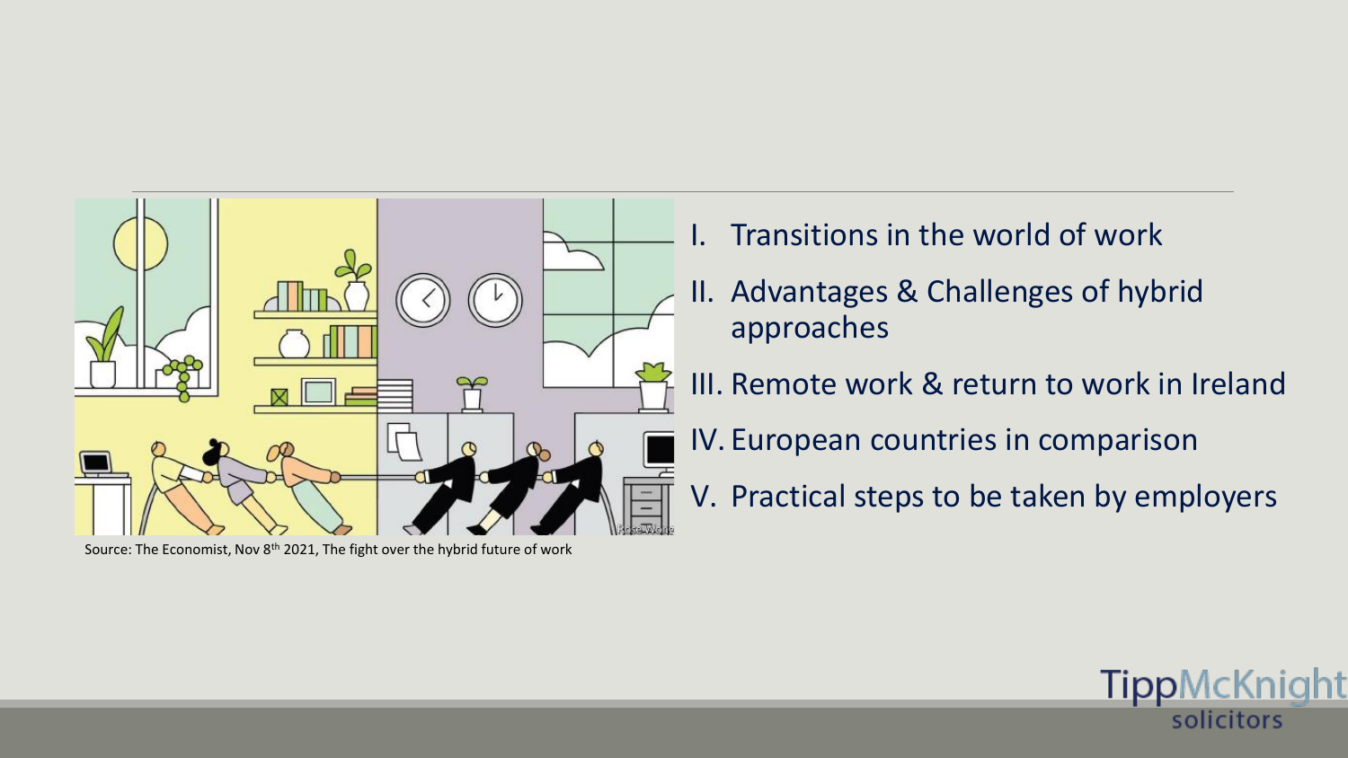Source: The Economist, Nov 8th 2021, The fight over the hybrid future of work

I. Transitions in the world of work
II. Advantages & Challenges of hybrid approaches
III. Remote work & return to work in Ireland
IV. European countries in comparison
V. Practical steps to be taken by employers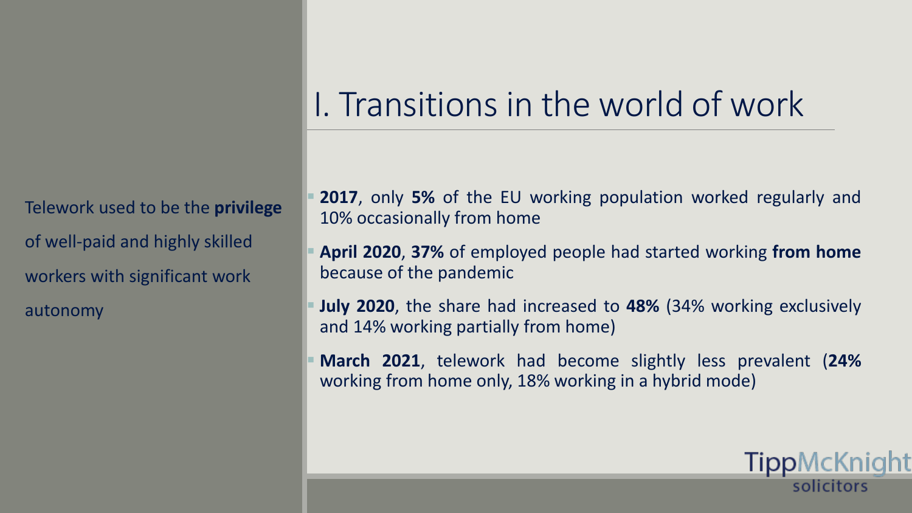# I. Transitions in the world of work

Telework used to be the **privilege** of well-paid and highly skilled workers with significant work autonomy

- **2017**, only **5%** of the EU working population worked regularly and 10% occasionally from home
- **April 2020**, **37%** of employed people had started working **from home** because of the pandemic
- **July 2020**, the share had increased to **48%** (34% working exclusively and 14% working partially from home)
- **March 2021**, telework had become slightly less prevalent (**24%** working from home only, 18% working in a hybrid mode)

TippMcKnight solicitors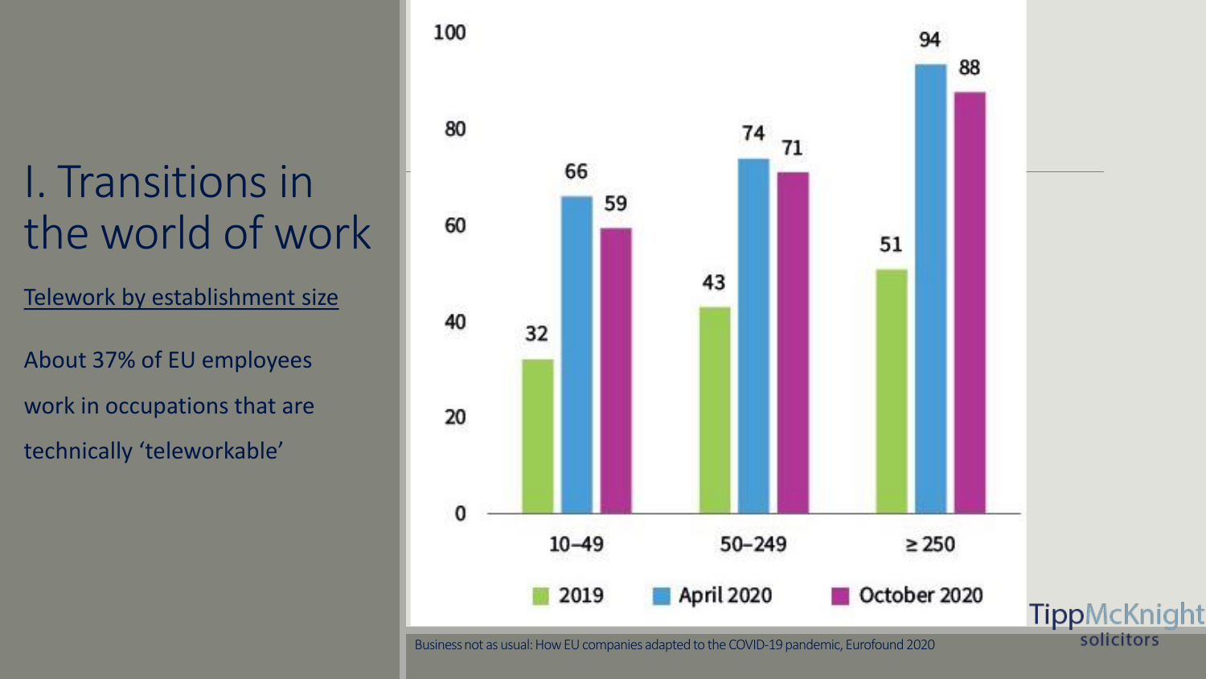# I. Transitions in the world of work

Telework by establishment size

About 37% of EU employees work in occupations that are technically 'teleworkable'

| Establishment size | 2019 | April 2020 | October 2020 |
| --- | --- | --- | --- |
| 10–49 | 32 | 66 | 59 |
| 50–249 | 43 | 74 | 71 |
| ≥ 250 | 51 | 94 | 88 |

Business not as usual: How EU companies adapted to the COVID-19 pandemic, Eurofound 2020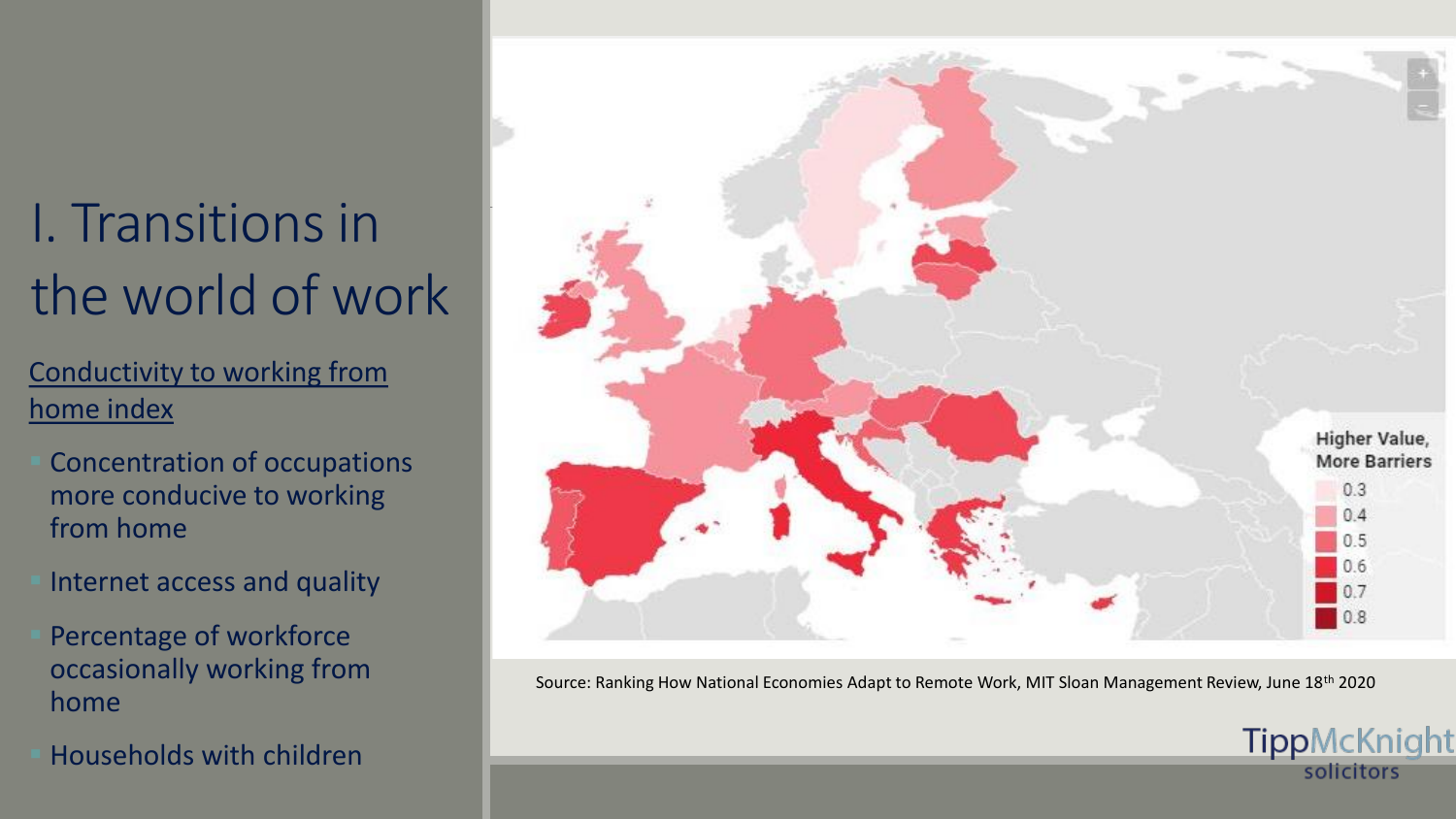# I. Transitions in the world of work

Conductivity to working from home index

- Concentration of occupations more conducive to working from home
- Internet access and quality
- Percentage of workforce occasionally working from home
- Households with children

Higher Value, More Barriers

0.3
0.4
0.5
0.6
0.7
0.8

Source: Ranking How National Economies Adapt to Remote Work, MIT Sloan Management Review, June 18th 2020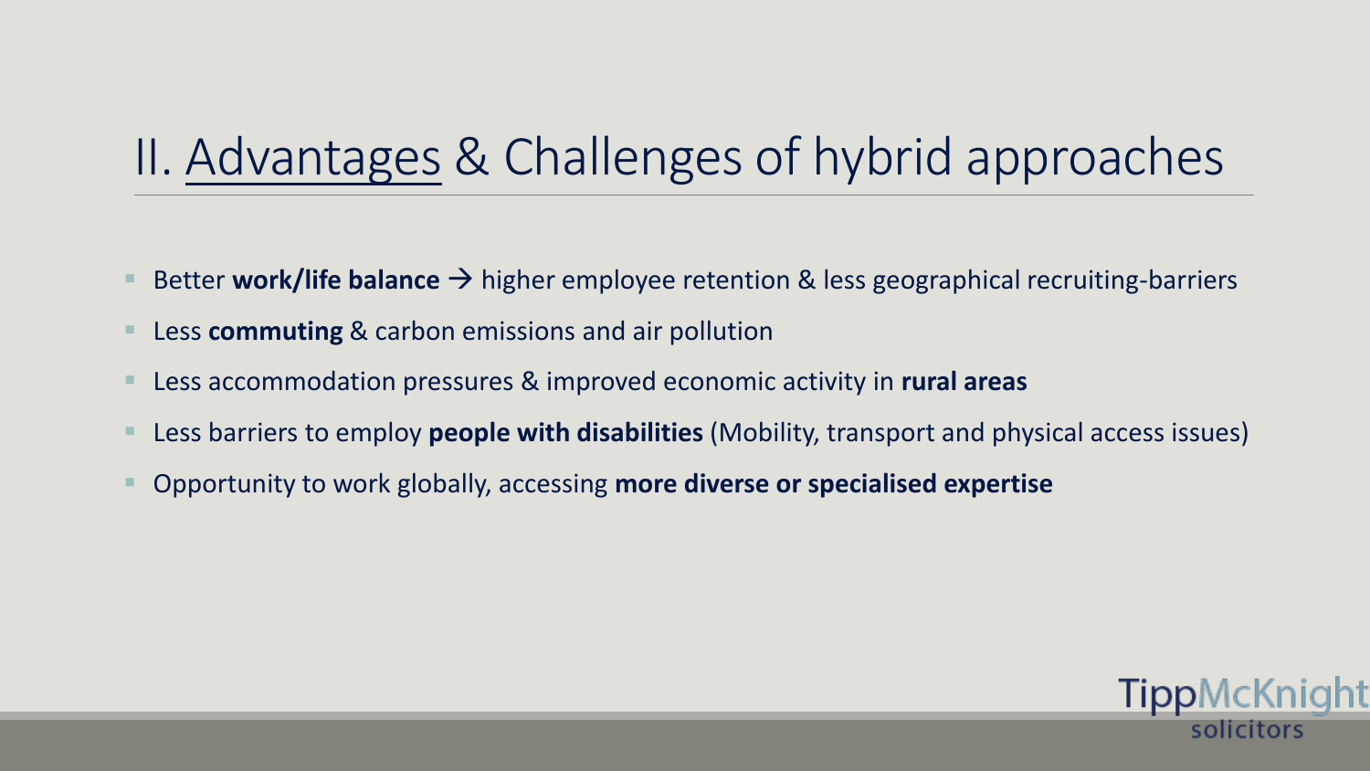# II. Advantages & Challenges of hybrid approaches

- Better **work/life balance** → higher employee retention & less geographical recruiting-barriers
- Less **commuting** & carbon emissions and air pollution
- Less accommodation pressures & improved economic activity in **rural areas**
- Less barriers to employ **people with disabilities** (Mobility, transport and physical access issues)
- Opportunity to work globally, accessing **more diverse or specialised expertise**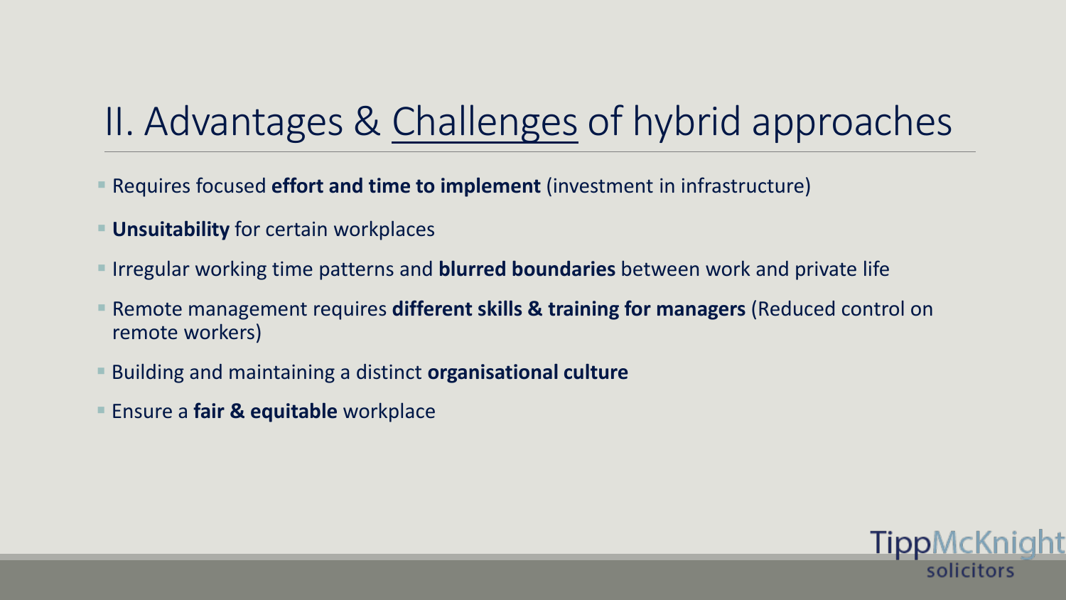# II. Advantages & Challenges of hybrid approaches

- Requires focused **effort and time to implement** (investment in infrastructure)
- **Unsuitability** for certain workplaces
- Irregular working time patterns and **blurred boundaries** between work and private life
- Remote management requires **different skills & training for managers** (Reduced control on remote workers)
- Building and maintaining a distinct **organisational culture**
- Ensure a **fair & equitable** workplace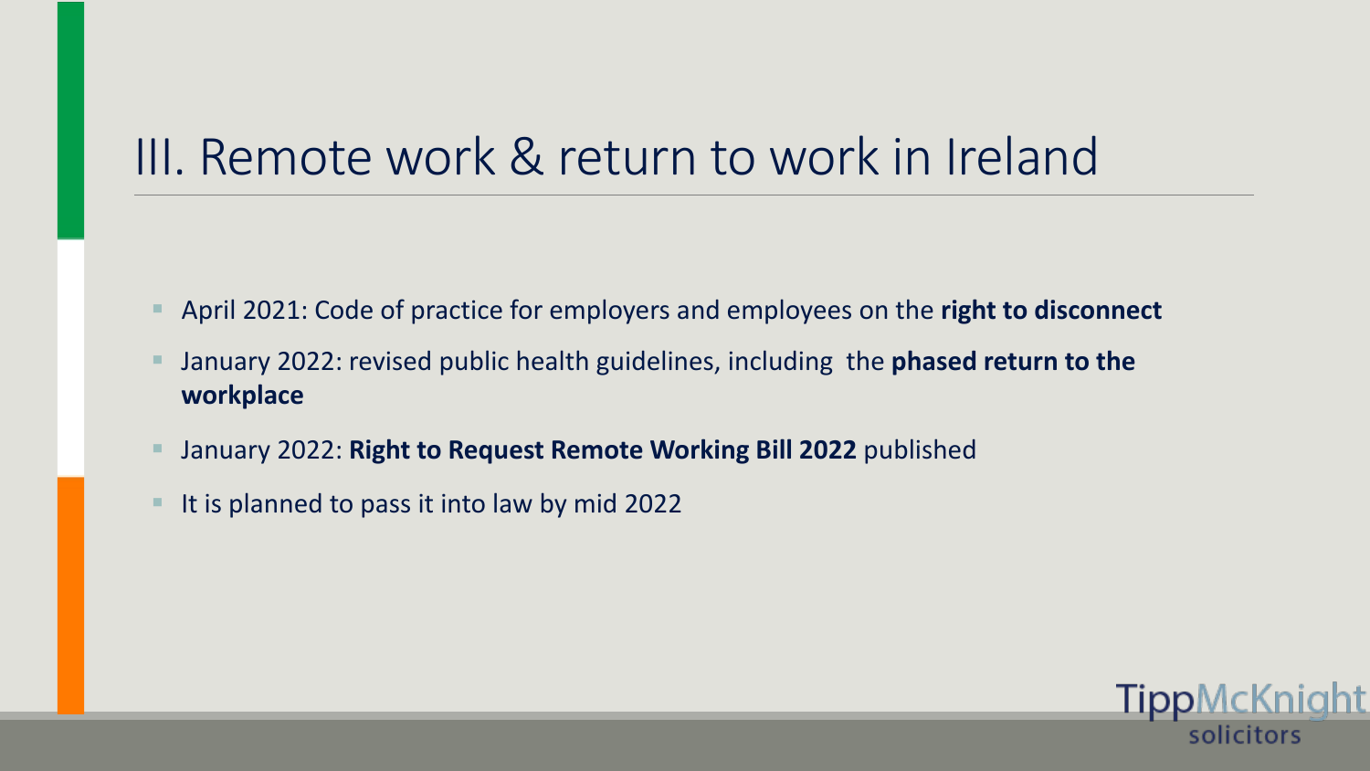# III. Remote work & return to work in Ireland

- April 2021: Code of practice for employers and employees on the **right to disconnect**
- January 2022: revised public health guidelines, including the **phased return to the workplace**
- January 2022: **Right to Request Remote Working Bill 2022** published
- It is planned to pass it into law by mid 2022

TippMcKnight solicitors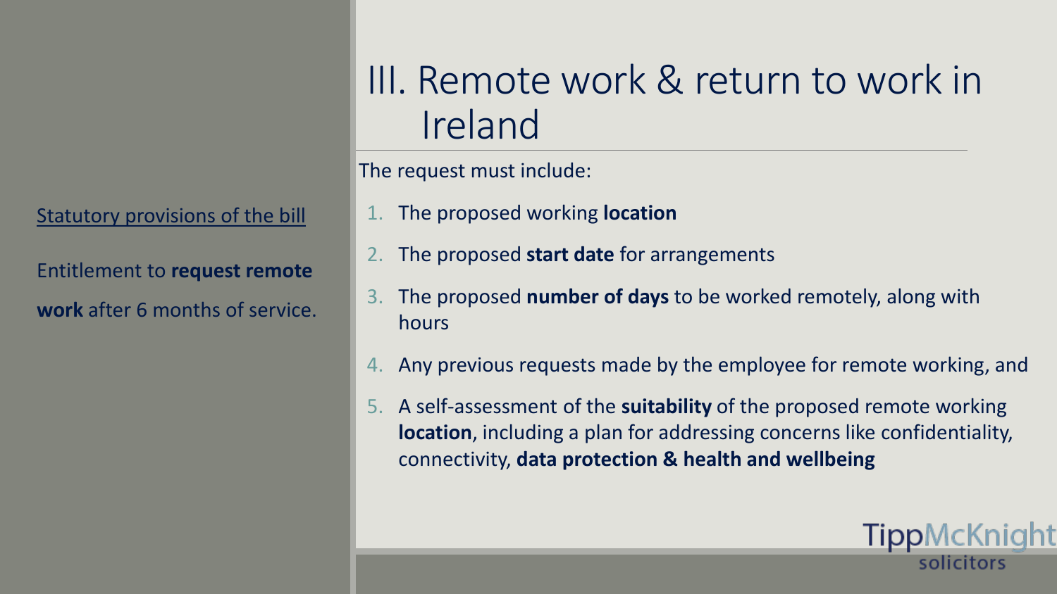# III. Remote work & return to work in Ireland

Statutory provisions of the bill

Entitlement to **request remote work** after 6 months of service.

The request must include:

1. The proposed working **location**
2. The proposed **start date** for arrangements
3. The proposed **number of days** to be worked remotely, along with hours
4. Any previous requests made by the employee for remote working, and
5. A self-assessment of the **suitability** of the proposed remote working **location**, including a plan for addressing concerns like confidentiality, connectivity, **data protection & health and wellbeing**

TippMcKnight solicitors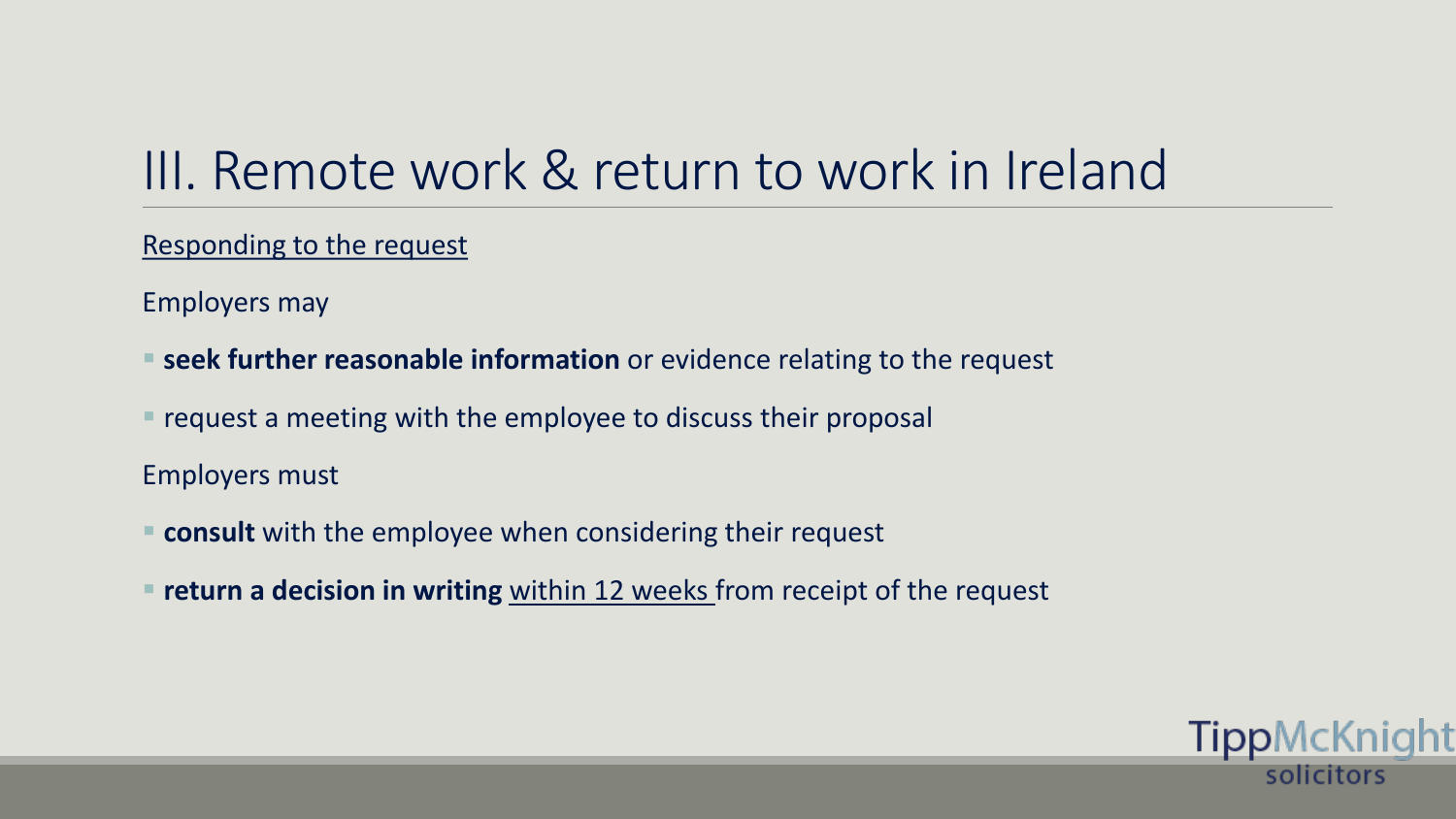# III. Remote work & return to work in Ireland

<u>Responding to the request</u>

Employers may

- **seek further reasonable information** or evidence relating to the request
- request a meeting with the employee to discuss their proposal

Employers must

- **consult** with the employee when considering their request
- **return a decision in writing** <u>within 12 weeks</u> from receipt of the request

TippMcKnight solicitors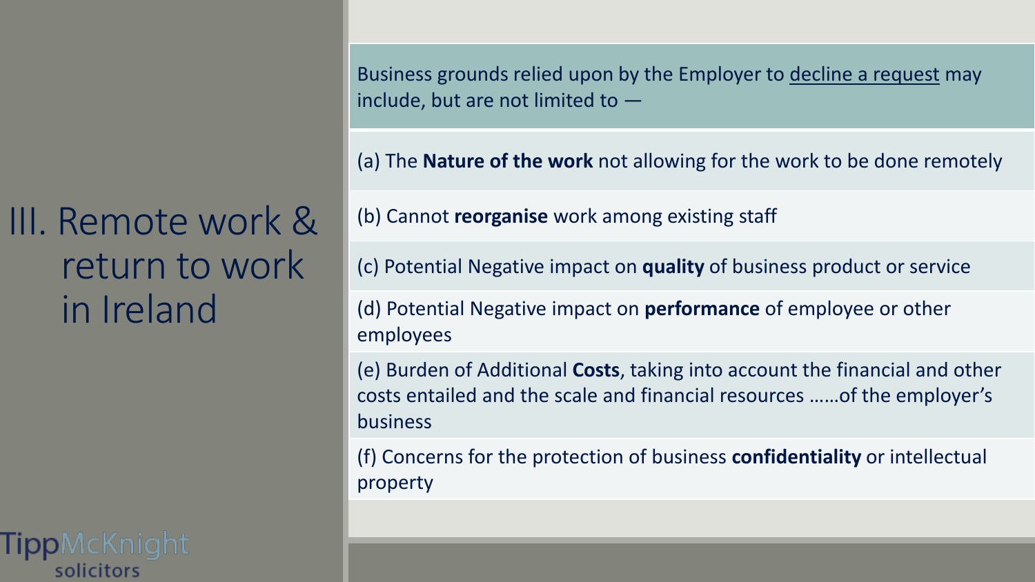# III. Remote work & return to work in Ireland

Business grounds relied upon by the Employer to <u>decline a request</u> may include, but are not limited to —

(a) The **Nature of the work** not allowing for the work to be done remotely

(b) Cannot **reorganise** work among existing staff

(c) Potential Negative impact on **quality** of business product or service

(d) Potential Negative impact on **performance** of employee or other employees

(e) Burden of Additional **Costs**, taking into account the financial and other costs entailed and the scale and financial resources ……of the employer's business

(f) Concerns for the protection of business **confidentiality** or intellectual property

TippMcKnight solicitors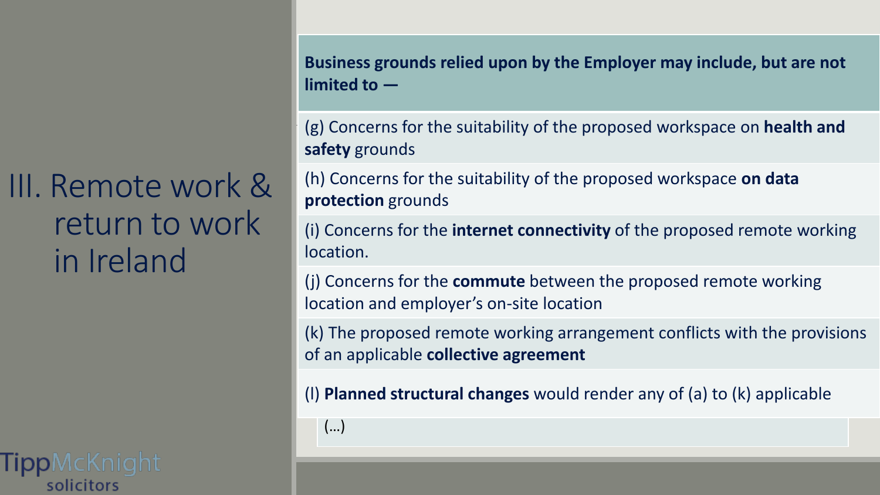# III. Remote work & return to work in Ireland

**Business grounds relied upon by the Employer may include, but are not limited to —**

(g) Concerns for the suitability of the proposed workspace on **health and safety** grounds

(h) Concerns for the suitability of the proposed workspace **on data protection** grounds

(i) Concerns for the **internet connectivity** of the proposed remote working location.

(j) Concerns for the **commute** between the proposed remote working location and employer's on-site location

(k) The proposed remote working arrangement conflicts with the provisions of an applicable **collective agreement**

(l) **Planned structural changes** would render any of (a) to (k) applicable

(…)

TippMcKnight solicitors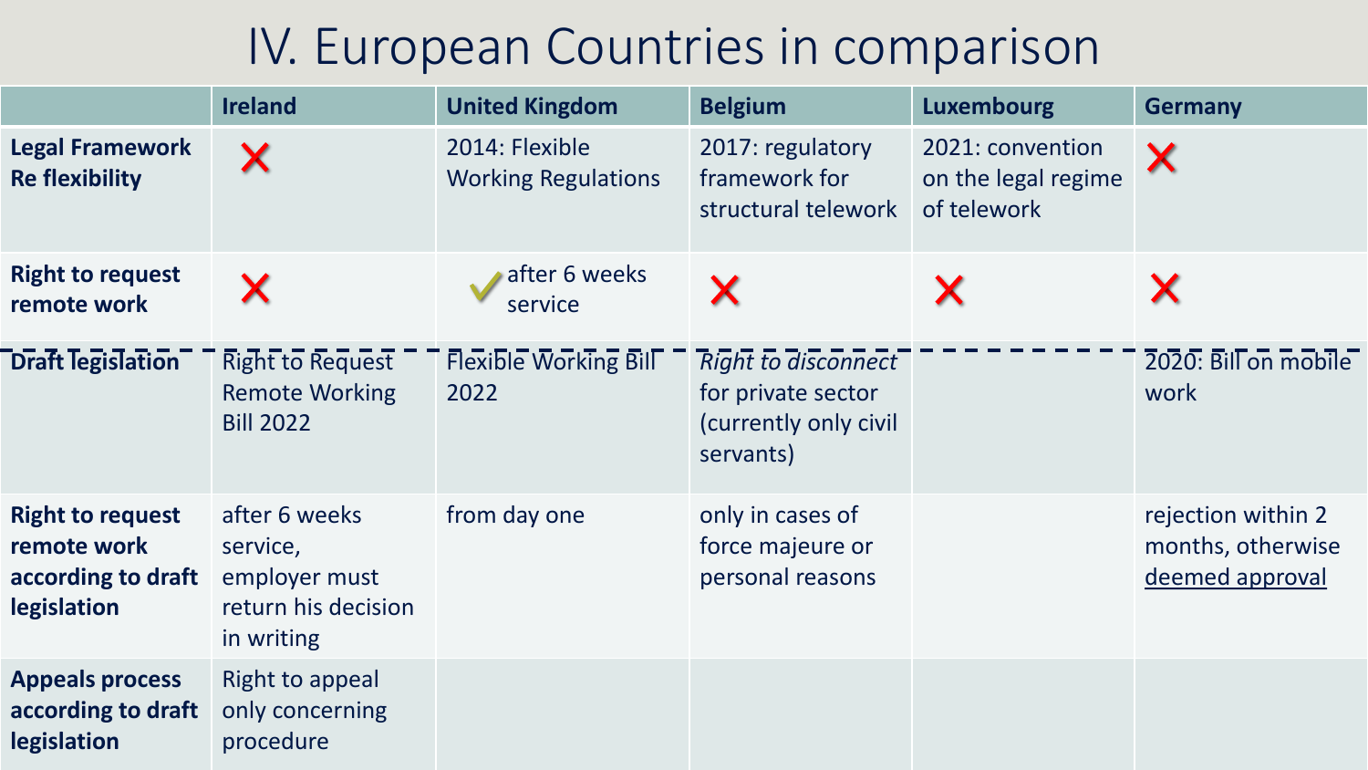# IV. European Countries in comparison

| | Ireland | United Kingdom | Belgium | Luxembourg | Germany |
|---|---|---|---|---|---|
| **Legal Framework Re flexibility** | ✗ | 2014: Flexible Working Regulations | 2017: regulatory framework for structural telework | 2021: convention on the legal regime of telework | ✗ |
| **Right to request remote work** | ✗ | ✓ after 6 weeks service | ✗ | ✗ | ✗ |
| **Draft legislation** | Right to Request Remote Working Bill 2022 | Flexible Working Bill 2022 | *Right to disconnect* for private sector (currently only civil servants) | | 2020: Bill on mobile work |
| **Right to request remote work according to draft legislation** | after 6 weeks service, employer must return his decision in writing | from day one | only in cases of force majeure or personal reasons | | rejection within 2 months, otherwise deemed approval |
| **Appeals process according to draft legislation** | Right to appeal only concerning procedure | | | | |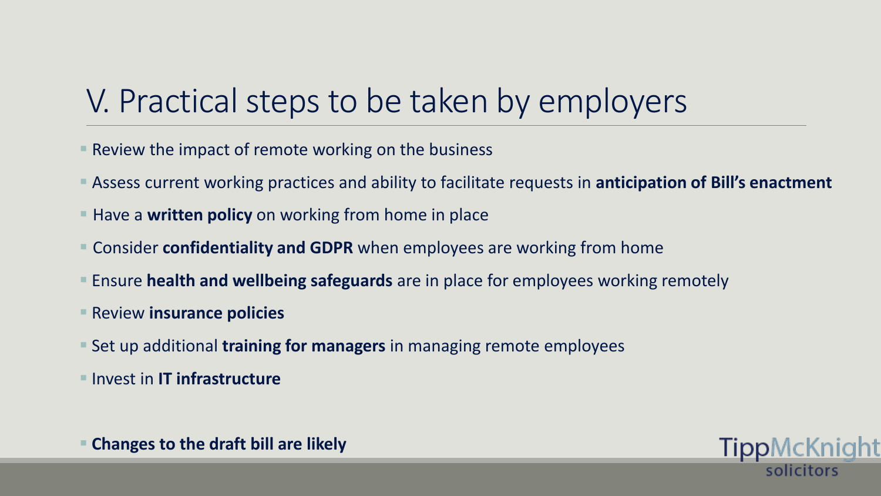# V. Practical steps to be taken by employers

- Review the impact of remote working on the business
- Assess current working practices and ability to facilitate requests in **anticipation of Bill's enactment**
- Have a **written policy** on working from home in place
- Consider **confidentiality and GDPR** when employees are working from home
- Ensure **health and wellbeing safeguards** are in place for employees working remotely
- Review **insurance policies**
- Set up additional **training for managers** in managing remote employees
- Invest in **IT infrastructure**

- **Changes to the draft bill are likely**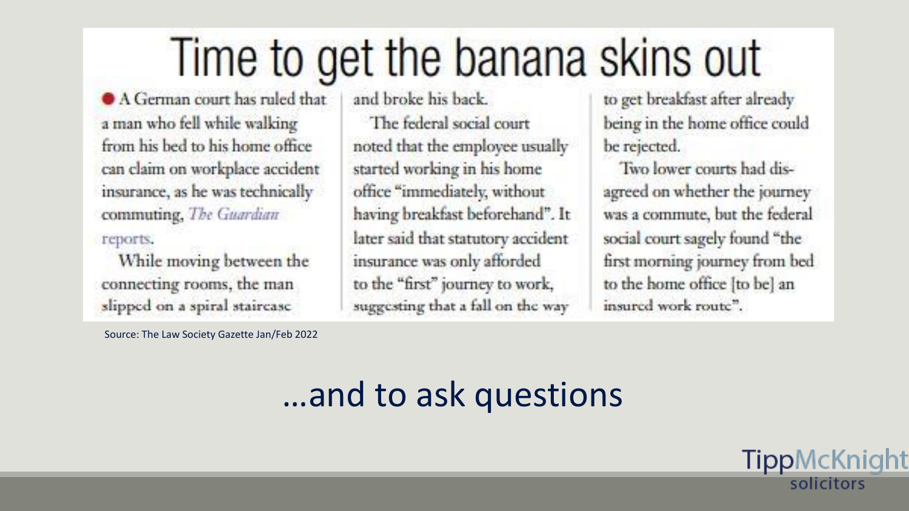# Time to get the banana skins out

A German court has ruled that a man who fell while walking from his bed to his home office can claim on workplace accident insurance, as he was technically commuting, *The Guardian* reports.

While moving between the connecting rooms, the man slipped on a spiral staircase and broke his back.

The federal social court noted that the employee usually started working in his home office "immediately, without having breakfast beforehand". It later said that statutory accident insurance was only afforded to the "first" journey to work, suggesting that a fall on the way to get breakfast after already being in the home office could be rejected.

Two lower courts had disagreed on whether the journey was a commute, but the federal social court sagely found "the first morning journey from bed to the home office [to be] an insured work route".

Source: The Law Society Gazette Jan/Feb 2022

## …and to ask questions

TippMcKnight solicitors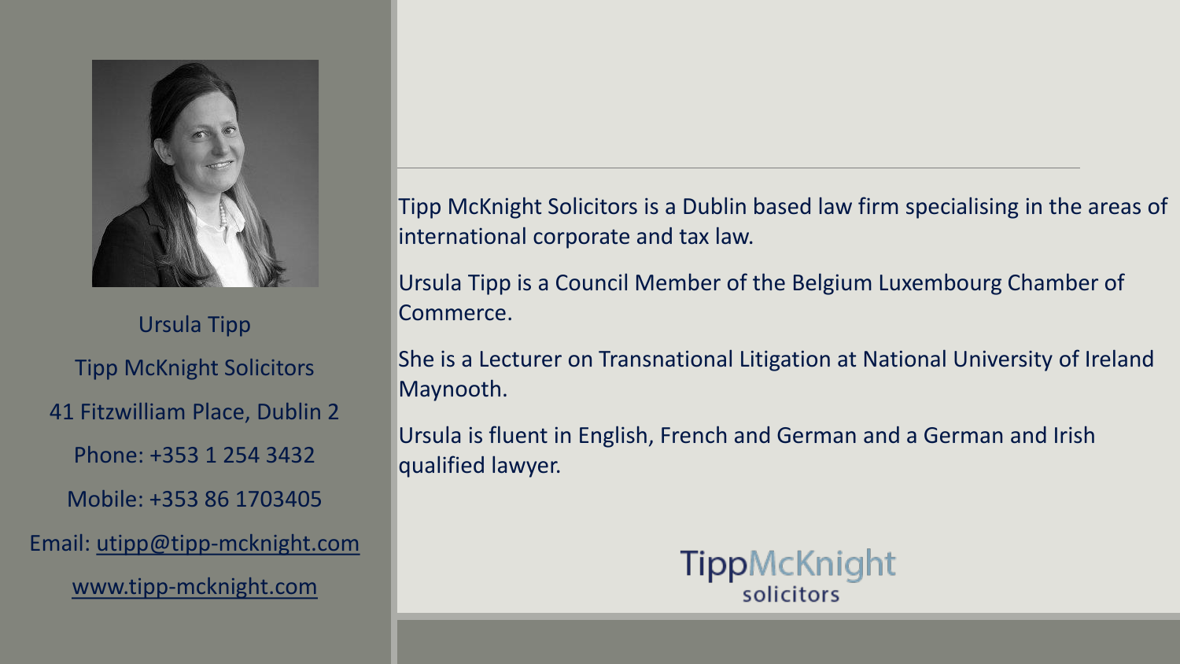Ursula Tipp

Tipp McKnight Solicitors

41 Fitzwilliam Place, Dublin 2

Phone: +353 1 254 3432

Mobile: +353 86 1703405

Email: utipp@tipp-mcknight.com

www.tipp-mcknight.com

Tipp McKnight Solicitors is a Dublin based law firm specialising in the areas of international corporate and tax law.

Ursula Tipp is a Council Member of the Belgium Luxembourg Chamber of Commerce.

She is a Lecturer on Transnational Litigation at National University of Ireland Maynooth.

Ursula is fluent in English, French and German and a German and Irish qualified lawyer.

TippMcKnight solicitors